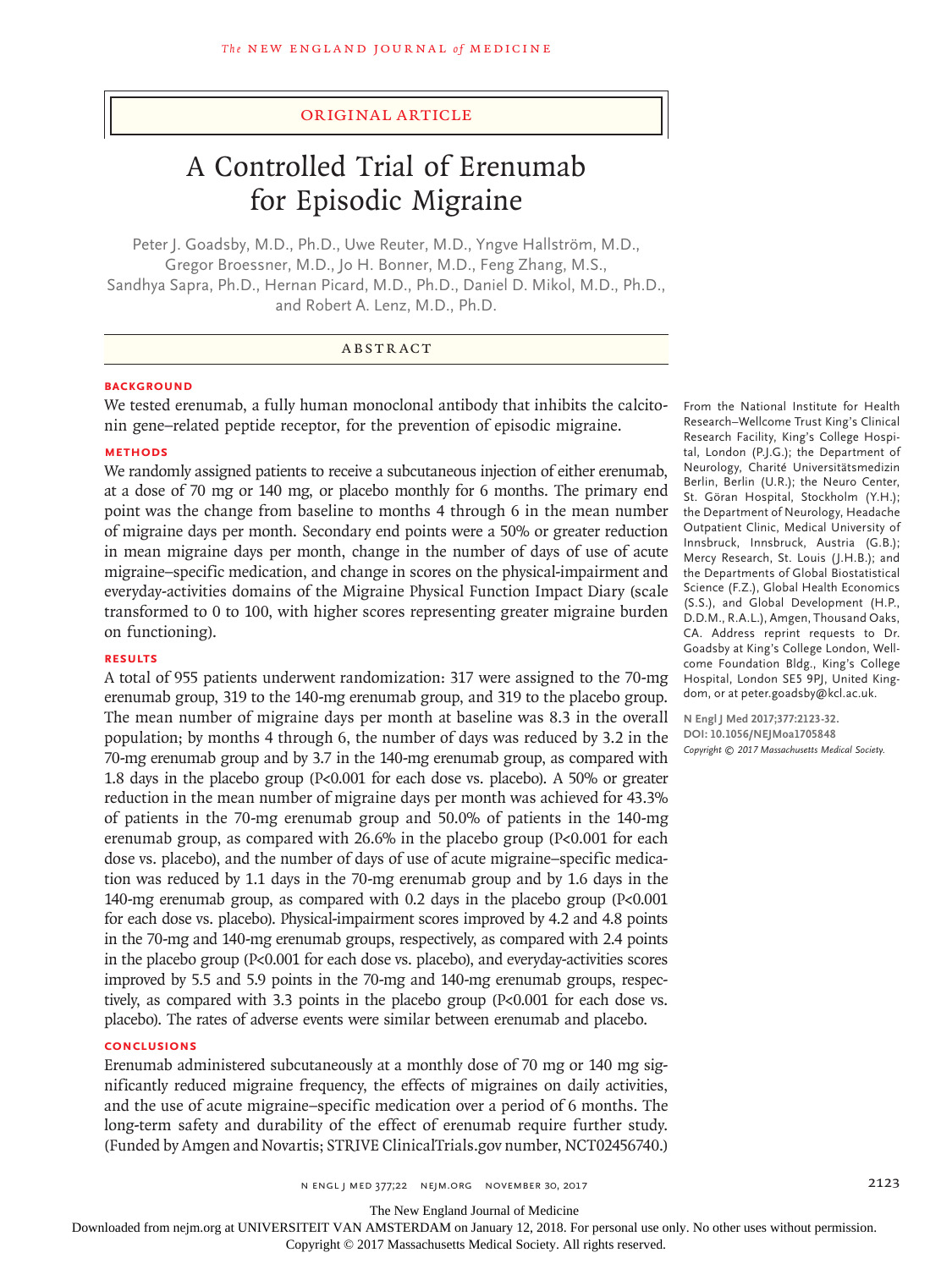ORIGINAL ARTICLE

# A Controlled Trial of Erenumab for Episodic Migraine

Peter J. Goadsby, M.D., Ph.D., Uwe Reuter, M.D., Yngve Hallström, M.D., Gregor Broessner, M.D., Jo H. Bonner, M.D., Feng Zhang, M.S., Sandhya Sapra, Ph.D., Hernan Picard, M.D., Ph.D., Daniel D. Mikol, M.D., Ph.D., and Robert A. Lenz, M.D., Ph.D.

## ABSTRACT

### BACKGROUND

We tested erenumab, a fully human monoclonal antibody that inhibits the calcitonin gene–related peptide receptor, for the prevention of episodic migraine.

### METHODS

We randomly assigned patients to receive a subcutaneous injection of either erenumab, at a dose of 70 mg or 140 mg, or placebo monthly for 6 months. The primary end point was the change from baseline to months 4 through 6 in the mean number of migraine days per month. Secondary end points were a 50% or greater reduction in mean migraine days per month, change in the number of days of use of acute migraine–specific medication, and change in scores on the physical-impairment and everyday-activities domains of the Migraine Physical Function Impact Diary (scale transformed to 0 to 100, with higher scores representing greater migraine burden on functioning).

### RESULTS

A total of 955 patients underwent randomization: 317 were assigned to the 70-mg erenumab group, 319 to the 140-mg erenumab group, and 319 to the placebo group. The mean number of migraine days per month at baseline was 8.3 in the overall population; by months 4 through 6, the number of days was reduced by 3.2 in the 70-mg erenumab group and by 3.7 in the 140-mg erenumab group, as compared with 1.8 days in the placebo group (P<0.001 for each dose vs. placebo). A 50% or greater reduction in the mean number of migraine days per month was achieved for 43.3% of patients in the 70-mg erenumab group and 50.0% of patients in the 140-mg erenumab group, as compared with 26.6% in the placebo group (P<0.001 for each dose vs. placebo), and the number of days of use of acute migraine–specific medication was reduced by 1.1 days in the 70-mg erenumab group and by 1.6 days in the 140-mg erenumab group, as compared with 0.2 days in the placebo group (P<0.001 for each dose vs. placebo). Physical-impairment scores improved by 4.2 and 4.8 points in the 70-mg and 140-mg erenumab groups, respectively, as compared with 2.4 points in the placebo group (P<0.001 for each dose vs. placebo), and everyday-activities scores improved by 5.5 and 5.9 points in the 70-mg and 140-mg erenumab groups, respectively, as compared with 3.3 points in the placebo group (P<0.001 for each dose vs. placebo). The rates of adverse events were similar between erenumab and placebo.

### CONCLUSIONS

Erenumab administered subcutaneously at a monthly dose of 70 mg or 140 mg significantly reduced migraine frequency, the effects of migraines on daily activities, and the use of acute migraine–specific medication over a period of 6 months. The long-term safety and durability of the effect of erenumab require further study. (Funded by Amgen and Novartis; STRIVE ClinicalTrials.gov number, NCT02456740.)

From the National Institute for Health Research–Wellcome Trust King's Clinical Research Facility, King's College Hospital, London (P.J.G.); the Department of Neurology, Charité Universitätsmedizin Berlin, Berlin (U.R.); the Neuro Center, St. Göran Hospital, Stockholm (Y.H.); the Department of Neurology, Headache Outpatient Clinic, Medical University of Innsbruck, Innsbruck, Austria (G.B.); Mercy Research, St. Louis (J.H.B.); and the Departments of Global Biostatistical Science (F.Z.), Global Health Economics (S.S.), and Global Development (H.P., D.D.M., R.A.L.), Amgen, Thousand Oaks, CA. Address reprint requests to Dr. Goadsby at King's College London, Wellcome Foundation Bldg., King's College Hospital, London SE5 9PJ, United Kingdom, or at peter.goadsby@kcl.ac.uk.

N Engl J Med 2017;377:2123-32.
DOI: 10.1056/NEJMoa1705848
Copyright © 2017 Massachusetts Medical Society.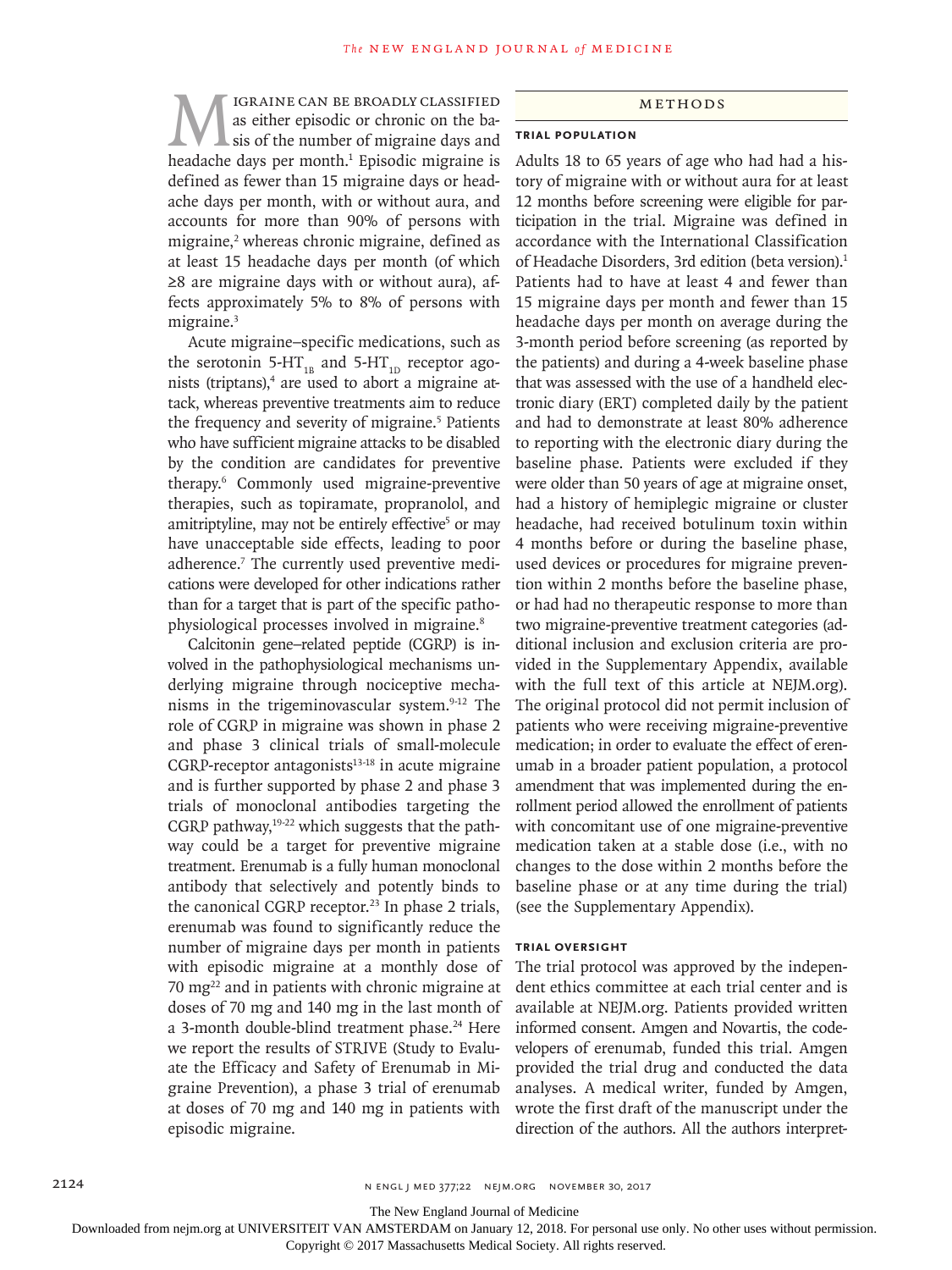Migraine can be broadly classified as either episodic or chronic on the basis of the number of migraine days and headache days per month.[1] Episodic migraine is defined as fewer than 15 migraine days or headache days per month, with or without aura, and accounts for more than 90% of persons with migraine,[2] whereas chronic migraine, defined as at least 15 headache days per month (of which ≥8 are migraine days with or without aura), affects approximately 5% to 8% of persons with migraine.[3]

Acute migraine–specific medications, such as the serotonin 5-$HT_{1B}$ and 5-$HT_{1D}$ receptor agonists (triptans),[4] are used to abort a migraine attack, whereas preventive treatments aim to reduce the frequency and severity of migraine.[5] Patients who have sufficient migraine attacks to be disabled by the condition are candidates for preventive therapy.[6] Commonly used migraine-preventive therapies, such as topiramate, propranolol, and amitriptyline, may not be entirely effective[5] or may have unacceptable side effects, leading to poor adherence.[7] The currently used preventive medications were developed for other indications rather than for a target that is part of the specific pathophysiological processes involved in migraine.[8]

Calcitonin gene–related peptide (CGRP) is involved in the pathophysiological mechanisms underlying migraine through nociceptive mechanisms in the trigeminovascular system.[9-12] The role of CGRP in migraine was shown in phase 2 and phase 3 clinical trials of small-molecule CGRP-receptor antagonists[13-18] in acute migraine and is further supported by phase 2 and phase 3 trials of monoclonal antibodies targeting the CGRP pathway,[19-22] which suggests that the pathway could be a target for preventive migraine treatment. Erenumab is a fully human monoclonal antibody that selectively and potently binds to the canonical CGRP receptor.[23] In phase 2 trials, erenumab was found to significantly reduce the number of migraine days per month in patients with episodic migraine at a monthly dose of 70 mg[22] and in patients with chronic migraine at doses of 70 mg and 140 mg in the last month of a 3-month double-blind treatment phase.[24] Here we report the results of STRIVE (Study to Evaluate the Efficacy and Safety of Erenumab in Migraine Prevention), a phase 3 trial of erenumab at doses of 70 mg and 140 mg in patients with episodic migraine.

## Methods

### Trial Population

Adults 18 to 65 years of age who had had a history of migraine with or without aura for at least 12 months before screening were eligible for participation in the trial. Migraine was defined in accordance with the International Classification of Headache Disorders, 3rd edition (beta version).[1] Patients had to have at least 4 and fewer than 15 migraine days per month and fewer than 15 headache days per month on average during the 3-month period before screening (as reported by the patients) and during a 4-week baseline phase that was assessed with the use of a handheld electronic diary (ERT) completed daily by the patient and had to demonstrate at least 80% adherence to reporting with the electronic diary during the baseline phase. Patients were excluded if they were older than 50 years of age at migraine onset, had a history of hemiplegic migraine or cluster headache, had received botulinum toxin within 4 months before or during the baseline phase, used devices or procedures for migraine prevention within 2 months before the baseline phase, or had had no therapeutic response to more than two migraine-preventive treatment categories (additional inclusion and exclusion criteria are provided in the Supplementary Appendix, available with the full text of this article at NEJM.org). The original protocol did not permit inclusion of patients who were receiving migraine-preventive medication; in order to evaluate the effect of erenumab in a broader patient population, a protocol amendment that was implemented during the enrollment period allowed the enrollment of patients with concomitant use of one migraine-preventive medication taken at a stable dose (i.e., with no changes to the dose within 2 months before the baseline phase or at any time during the trial) (see the Supplementary Appendix).

### Trial Oversight

The trial protocol was approved by the independent ethics committee at each trial center and is available at NEJM.org. Patients provided written informed consent. Amgen and Novartis, the codevelopers of erenumab, funded this trial. Amgen provided the trial drug and conducted the data analyses. A medical writer, funded by Amgen, wrote the first draft of the manuscript under the direction of the authors. All the authors interpret-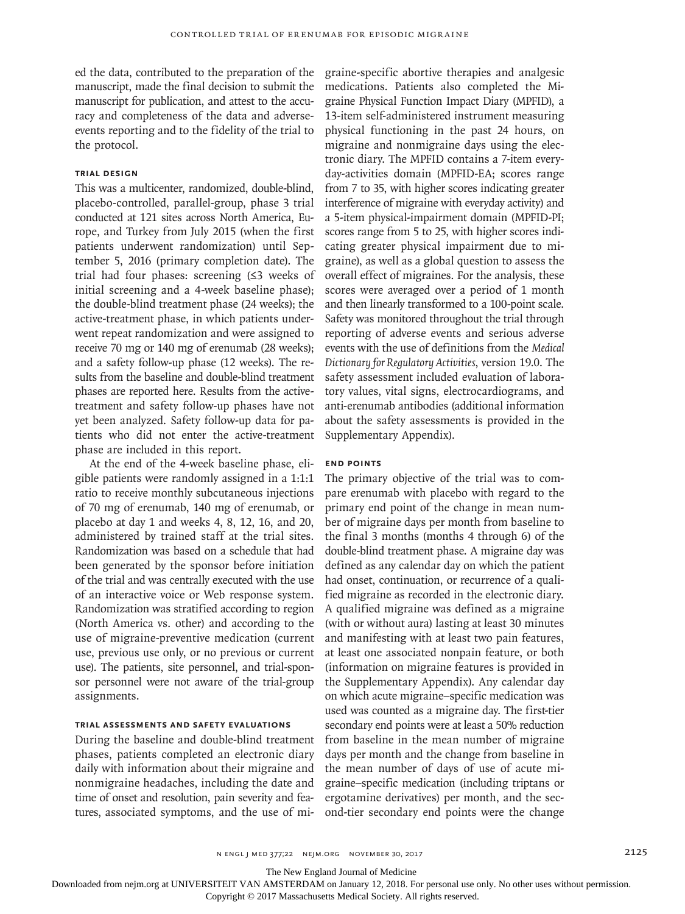ed the data, contributed to the preparation of the manuscript, made the final decision to submit the manuscript for publication, and attest to the accuracy and completeness of the data and adverse-events reporting and to the fidelity of the trial to the protocol.

### Trial Design

This was a multicenter, randomized, double-blind, placebo-controlled, parallel-group, phase 3 trial conducted at 121 sites across North America, Europe, and Turkey from July 2015 (when the first patients underwent randomization) until September 5, 2016 (primary completion date). The trial had four phases: screening (≤3 weeks of initial screening and a 4-week baseline phase); the double-blind treatment phase (24 weeks); the active-treatment phase, in which patients underwent repeat randomization and were assigned to receive 70 mg or 140 mg of erenumab (28 weeks); and a safety follow-up phase (12 weeks). The results from the baseline and double-blind treatment phases are reported here. Results from the active-treatment and safety follow-up phases have not yet been analyzed. Safety follow-up data for patients who did not enter the active-treatment phase are included in this report.

At the end of the 4-week baseline phase, eligible patients were randomly assigned in a 1:1:1 ratio to receive monthly subcutaneous injections of 70 mg of erenumab, 140 mg of erenumab, or placebo at day 1 and weeks 4, 8, 12, 16, and 20, administered by trained staff at the trial sites. Randomization was based on a schedule that had been generated by the sponsor before initiation of the trial and was centrally executed with the use of an interactive voice or Web response system. Randomization was stratified according to region (North America vs. other) and according to the use of migraine-preventive medication (current use, previous use only, or no previous or current use). The patients, site personnel, and trial-sponsor personnel were not aware of the trial-group assignments.

### Trial Assessments and Safety Evaluations

During the baseline and double-blind treatment phases, patients completed an electronic diary daily with information about their migraine and nonmigraine headaches, including the date and time of onset and resolution, pain severity and features, associated symptoms, and the use of migraine-specific abortive therapies and analgesic medications. Patients also completed the Migraine Physical Function Impact Diary (MPFID), a 13-item self-administered instrument measuring physical functioning in the past 24 hours, on migraine and nonmigraine days using the electronic diary. The MPFID contains a 7-item everyday-activities domain (MPFID-EA; scores range from 7 to 35, with higher scores indicating greater interference of migraine with everyday activity) and a 5-item physical-impairment domain (MPFID-PI; scores range from 5 to 25, with higher scores indicating greater physical impairment due to migraine), as well as a global question to assess the overall effect of migraines. For the analysis, these scores were averaged over a period of 1 month and then linearly transformed to a 100-point scale. Safety was monitored throughout the trial through reporting of adverse events and serious adverse events with the use of definitions from the *Medical Dictionary for Regulatory Activities*, version 19.0. The safety assessment included evaluation of laboratory values, vital signs, electrocardiograms, and anti-erenumab antibodies (additional information about the safety assessments is provided in the Supplementary Appendix).

### End Points

The primary objective of the trial was to compare erenumab with placebo with regard to the primary end point of the change in mean number of migraine days per month from baseline to the final 3 months (months 4 through 6) of the double-blind treatment phase. A migraine day was defined as any calendar day on which the patient had onset, continuation, or recurrence of a qualified migraine as recorded in the electronic diary. A qualified migraine was defined as a migraine (with or without aura) lasting at least 30 minutes and manifesting with at least two pain features, at least one associated nonpain feature, or both (information on migraine features is provided in the Supplementary Appendix). Any calendar day on which acute migraine–specific medication was used was counted as a migraine day. The first-tier secondary end points were at least a 50% reduction from baseline in the mean number of migraine days per month and the change from baseline in the mean number of days of use of acute migraine–specific medication (including triptans or ergotamine derivatives) per month, and the second-tier secondary end points were the change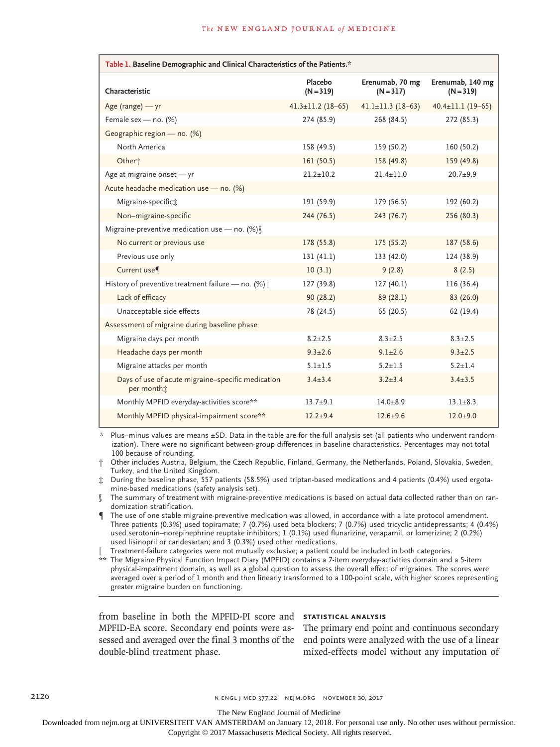**Table 1. Baseline Demographic and Clinical Characteristics of the Patients.***

| Characteristic | Placebo (N=319) | Erenumab, 70 mg (N=317) | Erenumab, 140 mg (N=319) |
|---|---|---|---|
| Age (range) — yr | 41.3±11.2 (18–65) | 41.1±11.3 (18–63) | 40.4±11.1 (19–65) |
| Female sex — no. (%) | 274 (85.9) | 268 (84.5) | 272 (85.3) |
| Geographic region — no. (%) | | | |
| North America | 158 (49.5) | 159 (50.2) | 160 (50.2) |
| Other† | 161 (50.5) | 158 (49.8) | 159 (49.8) |
| Age at migraine onset — yr | 21.2±10.2 | 21.4±11.0 | 20.7±9.9 |
| Acute headache medication use — no. (%) | | | |
| Migraine-specific‡ | 191 (59.9) | 179 (56.5) | 192 (60.2) |
| Non–migraine-specific | 244 (76.5) | 243 (76.7) | 256 (80.3) |
| Migraine-preventive medication use — no. (%)§ | | | |
| No current or previous use | 178 (55.8) | 175 (55.2) | 187 (58.6) |
| Previous use only | 131 (41.1) | 133 (42.0) | 124 (38.9) |
| Current use¶ | 10 (3.1) | 9 (2.8) | 8 (2.5) |
| History of preventive treatment failure — no. (%)‖ | 127 (39.8) | 127 (40.1) | 116 (36.4) |
| Lack of efficacy | 90 (28.2) | 89 (28.1) | 83 (26.0) |
| Unacceptable side effects | 78 (24.5) | 65 (20.5) | 62 (19.4) |
| Assessment of migraine during baseline phase | | | |
| Migraine days per month | 8.2±2.5 | 8.3±2.5 | 8.3±2.5 |
| Headache days per month | 9.3±2.6 | 9.1±2.6 | 9.3±2.5 |
| Migraine attacks per month | 5.1±1.5 | 5.2±1.5 | 5.2±1.4 |
| Days of use of acute migraine–specific medication per month‡ | 3.4±3.4 | 3.2±3.4 | 3.4±3.5 |
| Monthly MPFID everyday-activities score** | 13.7±9.1 | 14.0±8.9 | 13.1±8.3 |
| Monthly MPFID physical-impairment score** | 12.2±9.4 | 12.6±9.6 | 12.0±9.0 |

\* Plus–minus values are means ±SD. Data in the table are for the full analysis set (all patients who underwent randomization). There were no significant between-group differences in baseline characteristics. Percentages may not total 100 because of rounding.

† Other includes Austria, Belgium, the Czech Republic, Finland, Germany, the Netherlands, Poland, Slovakia, Sweden, Turkey, and the United Kingdom.

‡ During the baseline phase, 557 patients (58.5%) used triptan-based medications and 4 patients (0.4%) used ergotamine-based medications (safety analysis set).

§ The summary of treatment with migraine-preventive medications is based on actual data collected rather than on randomization stratification.

¶ The use of one stable migraine-preventive medication was allowed, in accordance with a late protocol amendment. Three patients (0.3%) used topiramate; 7 (0.7%) used beta blockers; 7 (0.7%) used tricyclic antidepressants; 4 (0.4%) used serotonin–norepinephrine reuptake inhibitors; 1 (0.1%) used flunarizine, verapamil, or lomerizine; 2 (0.2%) used lisinopril or candesartan; and 3 (0.3%) used other medications.

‖ Treatment-failure categories were not mutually exclusive; a patient could be included in both categories.

\*\* The Migraine Physical Function Impact Diary (MPFID) contains a 7-item everyday-activities domain and a 5-item physical-impairment domain, as well as a global question to assess the overall effect of migraines. The scores were averaged over a period of 1 month and then linearly transformed to a 100-point scale, with higher scores representing greater migraine burden on functioning.

from baseline in both the MPFID-PI score and MPFID-EA score. Secondary end points were assessed and averaged over the final 3 months of the double-blind treatment phase.

### STATISTICAL ANALYSIS

The primary end point and continuous secondary end points were analyzed with the use of a linear mixed-effects model without any imputation of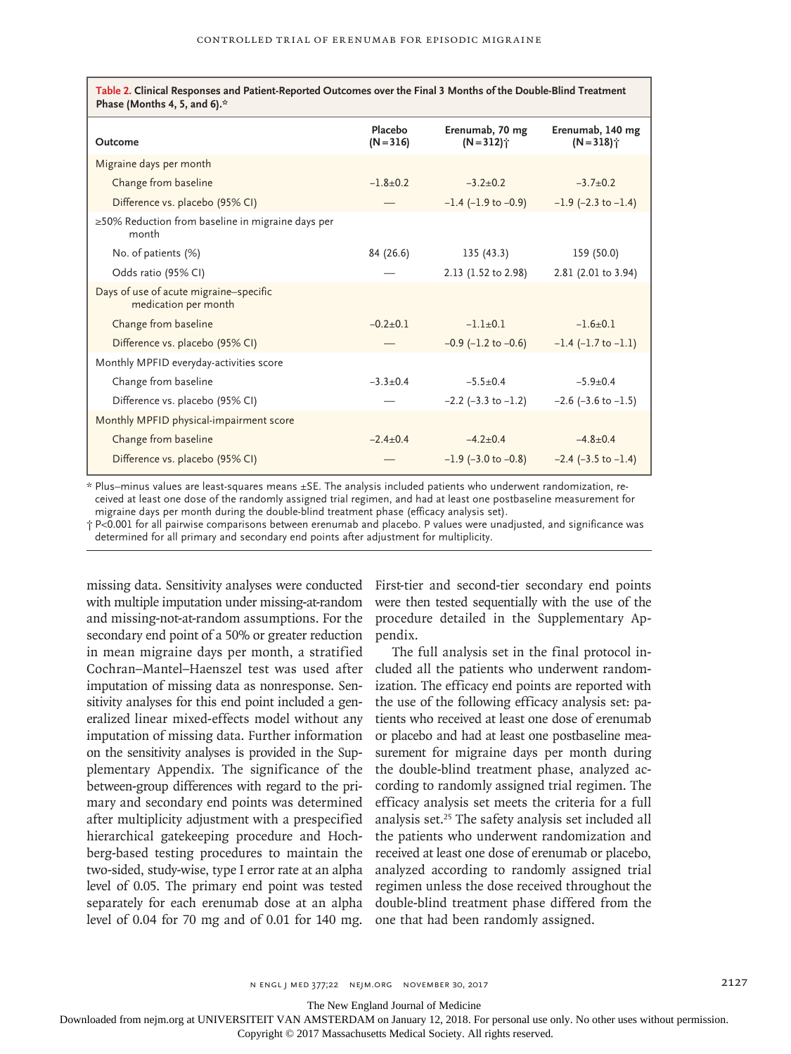**Table 2. Clinical Responses and Patient-Reported Outcomes over the Final 3 Months of the Double-Blind Treatment Phase (Months 4, 5, and 6).***

| Outcome | Placebo (N=316) | Erenumab, 70 mg (N=312)† | Erenumab, 140 mg (N=318)† |
|---|---|---|---|
| Migraine days per month | | | |
| Change from baseline | −1.8±0.2 | −3.2±0.2 | −3.7±0.2 |
| Difference vs. placebo (95% CI) | — | −1.4 (−1.9 to −0.9) | −1.9 (−2.3 to −1.4) |
| ≥50% Reduction from baseline in migraine days per month | | | |
| No. of patients (%) | 84 (26.6) | 135 (43.3) | 159 (50.0) |
| Odds ratio (95% CI) | — | 2.13 (1.52 to 2.98) | 2.81 (2.01 to 3.94) |
| Days of use of acute migraine–specific medication per month | | | |
| Change from baseline | −0.2±0.1 | −1.1±0.1 | −1.6±0.1 |
| Difference vs. placebo (95% CI) | — | −0.9 (−1.2 to −0.6) | −1.4 (−1.7 to −1.1) |
| Monthly MPFID everyday-activities score | | | |
| Change from baseline | −3.3±0.4 | −5.5±0.4 | −5.9±0.4 |
| Difference vs. placebo (95% CI) | — | −2.2 (−3.3 to −1.2) | −2.6 (−3.6 to −1.5) |
| Monthly MPFID physical-impairment score | | | |
| Change from baseline | −2.4±0.4 | −4.2±0.4 | −4.8±0.4 |
| Difference vs. placebo (95% CI) | — | −1.9 (−3.0 to −0.8) | −2.4 (−3.5 to −1.4) |

\* Plus–minus values are least-squares means ±SE. The analysis included patients who underwent randomization, received at least one dose of the randomly assigned trial regimen, and had at least one postbaseline measurement for migraine days per month during the double-blind treatment phase (efficacy analysis set).

† P<0.001 for all pairwise comparisons between erenumab and placebo. P values were unadjusted, and significance was determined for all primary and secondary end points after adjustment for multiplicity.

missing data. Sensitivity analyses were conducted with multiple imputation under missing-at-random and missing-not-at-random assumptions. For the secondary end point of a 50% or greater reduction in mean migraine days per month, a stratified Cochran–Mantel–Haenszel test was used after imputation of missing data as nonresponse. Sensitivity analyses for this end point included a generalized linear mixed-effects model without any imputation of missing data. Further information on the sensitivity analyses is provided in the Supplementary Appendix. The significance of the between-group differences with regard to the primary and secondary end points was determined after multiplicity adjustment with a prespecified hierarchical gatekeeping procedure and Hochberg-based testing procedures to maintain the two-sided, study-wise, type I error rate at an alpha level of 0.05. The primary end point was tested separately for each erenumab dose at an alpha level of 0.04 for 70 mg and of 0.01 for 140 mg. First-tier and second-tier secondary end points were then tested sequentially with the use of the procedure detailed in the Supplementary Appendix.

The full analysis set in the final protocol included all the patients who underwent randomization. The efficacy end points are reported with the use of the following efficacy analysis set: patients who received at least one dose of erenumab or placebo and had at least one postbaseline measurement for migraine days per month during the double-blind treatment phase, analyzed according to randomly assigned trial regimen. The efficacy analysis set meets the criteria for a full analysis set.[25] The safety analysis set included all the patients who underwent randomization and received at least one dose of erenumab or placebo, analyzed according to randomly assigned trial regimen unless the dose received throughout the double-blind treatment phase differed from the one that had been randomly assigned.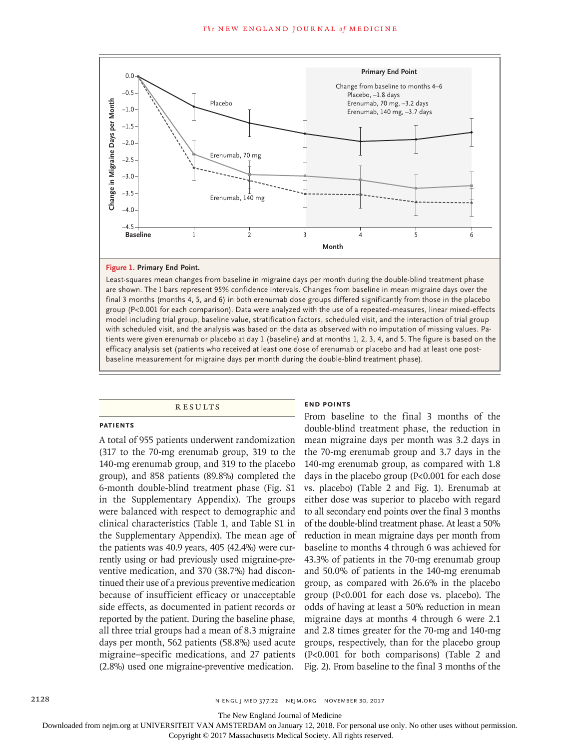Figure 1. Primary End Point.

Least-squares mean changes from baseline in migraine days per month during the double-blind treatment phase are shown. The I bars represent 95% confidence intervals. Changes from baseline in mean migraine days over the final 3 months (months 4, 5, and 6) in both erenumab dose groups differed significantly from those in the placebo group (P<0.001 for each comparison). Data were analyzed with the use of a repeated-measures, linear mixed-effects model including trial group, baseline value, stratification factors, scheduled visit, and the interaction of trial group with scheduled visit, and the analysis was based on the data as observed with no imputation of missing values. Patients were given erenumab or placebo at day 1 (baseline) and at months 1, 2, 3, 4, and 5. The figure is based on the efficacy analysis set (patients who received at least one dose of erenumab or placebo and had at least one postbaseline measurement for migraine days per month during the double-blind treatment phase).

## RESULTS

### PATIENTS

A total of 955 patients underwent randomization (317 to the 70-mg erenumab group, 319 to the 140-mg erenumab group, and 319 to the placebo group), and 858 patients (89.8%) completed the 6-month double-blind treatment phase (Fig. S1 in the Supplementary Appendix). The groups were balanced with respect to demographic and clinical characteristics (Table 1, and Table S1 in the Supplementary Appendix). The mean age of the patients was 40.9 years, 405 (42.4%) were currently using or had previously used migraine-preventive medication, and 370 (38.7%) had discontinued their use of a previous preventive medication because of insufficient efficacy or unacceptable side effects, as documented in patient records or reported by the patient. During the baseline phase, all three trial groups had a mean of 8.3 migraine days per month, 562 patients (58.8%) used acute migraine–specific medications, and 27 patients (2.8%) used one migraine-preventive medication.

### END POINTS

From baseline to the final 3 months of the double-blind treatment phase, the reduction in mean migraine days per month was 3.2 days in the 70-mg erenumab group and 3.7 days in the 140-mg erenumab group, as compared with 1.8 days in the placebo group (P<0.001 for each dose vs. placebo) (Table 2 and Fig. 1). Erenumab at either dose was superior to placebo with regard to all secondary end points over the final 3 months of the double-blind treatment phase. At least a 50% reduction in mean migraine days per month from baseline to months 4 through 6 was achieved for 43.3% of patients in the 70-mg erenumab group and 50.0% of patients in the 140-mg erenumab group, as compared with 26.6% in the placebo group (P<0.001 for each dose vs. placebo). The odds of having at least a 50% reduction in mean migraine days at months 4 through 6 were 2.1 and 2.8 times greater for the 70-mg and 140-mg groups, respectively, than for the placebo group (P<0.001 for both comparisons) (Table 2 and Fig. 2). From baseline to the final 3 months of the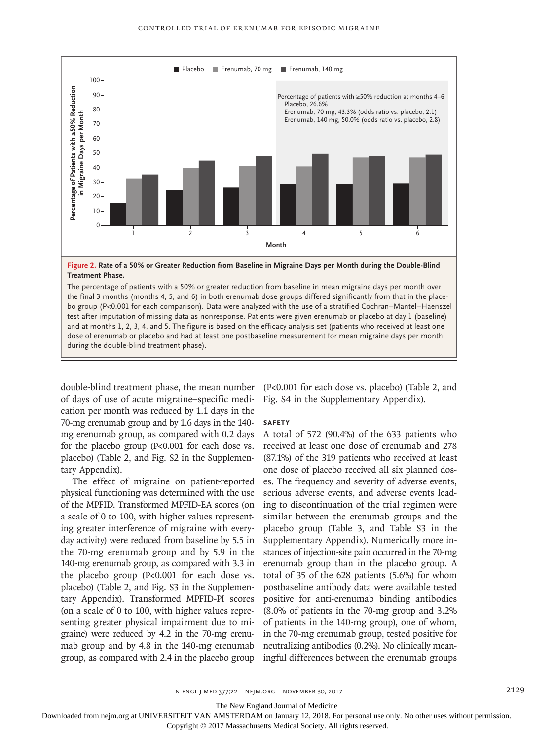**Figure 2. Rate of a 50% or Greater Reduction from Baseline in Migraine Days per Month during the Double-Blind Treatment Phase.**

The percentage of patients with a 50% or greater reduction from baseline in mean migraine days per month over the final 3 months (months 4, 5, and 6) in both erenumab dose groups differed significantly from that in the placebo group (P<0.001 for each comparison). Data were analyzed with the use of a stratified Cochran–Mantel–Haenszel test after imputation of missing data as nonresponse. Patients were given erenumab or placebo at day 1 (baseline) and at months 1, 2, 3, 4, and 5. The figure is based on the efficacy analysis set (patients who received at least one dose of erenumab or placebo and had at least one postbaseline measurement for mean migraine days per month during the double-blind treatment phase).

double-blind treatment phase, the mean number of days of use of acute migraine–specific medication per month was reduced by 1.1 days in the 70-mg erenumab group and by 1.6 days in the 140-mg erenumab group, as compared with 0.2 days for the placebo group (P<0.001 for each dose vs. placebo) (Table 2, and Fig. S2 in the Supplementary Appendix).

The effect of migraine on patient-reported physical functioning was determined with the use of the MPFID. Transformed MPFID-EA scores (on a scale of 0 to 100, with higher values representing greater interference of migraine with everyday activity) were reduced from baseline by 5.5 in the 70-mg erenumab group and by 5.9 in the 140-mg erenumab group, as compared with 3.3 in the placebo group (P<0.001 for each dose vs. placebo) (Table 2, and Fig. S3 in the Supplementary Appendix). Transformed MPFID-PI scores (on a scale of 0 to 100, with higher values representing greater physical impairment due to migraine) were reduced by 4.2 in the 70-mg erenumab group and by 4.8 in the 140-mg erenumab group, as compared with 2.4 in the placebo group (P<0.001 for each dose vs. placebo) (Table 2, and Fig. S4 in the Supplementary Appendix).

### SAFETY

A total of 572 (90.4%) of the 633 patients who received at least one dose of erenumab and 278 (87.1%) of the 319 patients who received at least one dose of placebo received all six planned doses. The frequency and severity of adverse events, serious adverse events, and adverse events leading to discontinuation of the trial regimen were similar between the erenumab groups and the placebo group (Table 3, and Table S3 in the Supplementary Appendix). Numerically more instances of injection-site pain occurred in the 70-mg erenumab group than in the placebo group. A total of 35 of the 628 patients (5.6%) for whom postbaseline antibody data were available tested positive for anti-erenumab binding antibodies (8.0% of patients in the 70-mg group and 3.2% of patients in the 140-mg group), one of whom, in the 70-mg erenumab group, tested positive for neutralizing antibodies (0.2%). No clinically meaningful differences between the erenumab groups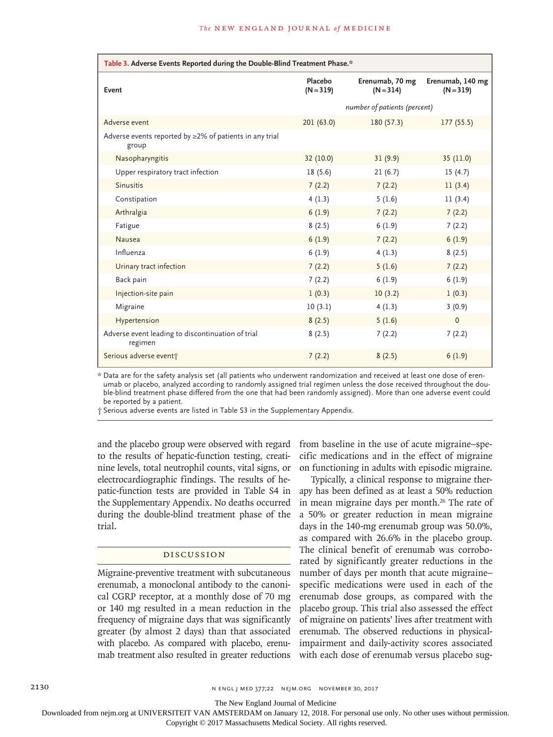**Table 3. Adverse Events Reported during the Double-Blind Treatment Phase.***

| Event | Placebo (N=319) | Erenumab, 70 mg (N=314) | Erenumab, 140 mg (N=319) |
|---|---|---|---|
| | *number of patients (percent)* | | |
| Adverse event | 201 (63.0) | 180 (57.3) | 177 (55.5) |
| Adverse events reported by ≥2% of patients in any trial group | | | |
| Nasopharyngitis | 32 (10.0) | 31 (9.9) | 35 (11.0) |
| Upper respiratory tract infection | 18 (5.6) | 21 (6.7) | 15 (4.7) |
| Sinusitis | 7 (2.2) | 7 (2.2) | 11 (3.4) |
| Constipation | 4 (1.3) | 5 (1.6) | 11 (3.4) |
| Arthralgia | 6 (1.9) | 7 (2.2) | 7 (2.2) |
| Fatigue | 8 (2.5) | 6 (1.9) | 7 (2.2) |
| Nausea | 6 (1.9) | 7 (2.2) | 6 (1.9) |
| Influenza | 6 (1.9) | 4 (1.3) | 8 (2.5) |
| Urinary tract infection | 7 (2.2) | 5 (1.6) | 7 (2.2) |
| Back pain | 7 (2.2) | 6 (1.9) | 6 (1.9) |
| Injection-site pain | 1 (0.3) | 10 (3.2) | 1 (0.3) |
| Migraine | 10 (3.1) | 4 (1.3) | 3 (0.9) |
| Hypertension | 8 (2.5) | 5 (1.6) | 0 |
| Adverse event leading to discontinuation of trial regimen | 8 (2.5) | 7 (2.2) | 7 (2.2) |
| Serious adverse event† | 7 (2.2) | 8 (2.5) | 6 (1.9) |

\* Data are for the safety analysis set (all patients who underwent randomization and received at least one dose of erenumab or placebo, analyzed according to randomly assigned trial regimen unless the dose received throughout the double-blind treatment phase differed from the one that had been randomly assigned). More than one adverse event could be reported by a patient.

† Serious adverse events are listed in Table S3 in the Supplementary Appendix.

and the placebo group were observed with regard to the results of hepatic-function testing, creatinine levels, total neutrophil counts, vital signs, or electrocardiographic findings. The results of hepatic-function tests are provided in Table S4 in the Supplementary Appendix. No deaths occurred during the double-blind treatment phase of the trial.

## Discussion

Migraine-preventive treatment with subcutaneous erenumab, a monoclonal antibody to the canonical CGRP receptor, at a monthly dose of 70 mg or 140 mg resulted in a mean reduction in the frequency of migraine days that was significantly greater (by almost 2 days) than that associated with placebo. As compared with placebo, erenumab treatment also resulted in greater reductions from baseline in the use of acute migraine–specific medications and in the effect of migraine on functioning in adults with episodic migraine.

Typically, a clinical response to migraine therapy has been defined as at least a 50% reduction in mean migraine days per month.[26] The rate of a 50% or greater reduction in mean migraine days in the 140-mg erenumab group was 50.0%, as compared with 26.6% in the placebo group. The clinical benefit of erenumab was corroborated by significantly greater reductions in the number of days per month that acute migraine–specific medications were used in each of the erenumab dose groups, as compared with the placebo group. This trial also assessed the effect of migraine on patients' lives after treatment with erenumab. The observed reductions in physical-impairment and daily-activity scores associated with each dose of erenumab versus placebo sug-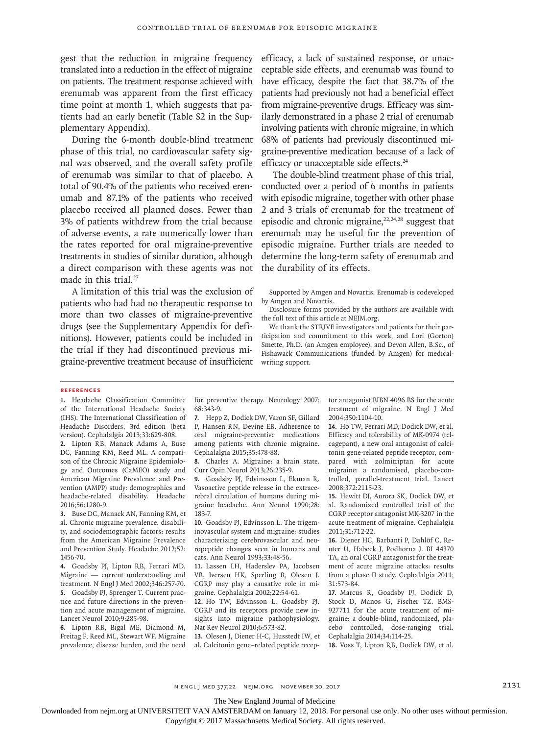gest that the reduction in migraine frequency translated into a reduction in the effect of migraine on patients. The treatment response achieved with erenumab was apparent from the first efficacy time point at month 1, which suggests that patients had an early benefit (Table S2 in the Supplementary Appendix).

During the 6-month double-blind treatment phase of this trial, no cardiovascular safety signal was observed, and the overall safety profile of erenumab was similar to that of placebo. A total of 90.4% of the patients who received erenumab and 87.1% of the patients who received placebo received all planned doses. Fewer than 3% of patients withdrew from the trial because of adverse events, a rate numerically lower than the rates reported for oral migraine-preventive treatments in studies of similar duration, although a direct comparison with these agents was not made in this trial.[27]

A limitation of this trial was the exclusion of patients who had had no therapeutic response to more than two classes of migraine-preventive drugs (see the Supplementary Appendix for definitions). However, patients could be included in the trial if they had discontinued previous migraine-preventive treatment because of insufficient efficacy, a lack of sustained response, or unacceptable side effects, and erenumab was found to have efficacy, despite the fact that 38.7% of the patients had previously not had a beneficial effect from migraine-preventive drugs. Efficacy was similarly demonstrated in a phase 2 trial of erenumab involving patients with chronic migraine, in which 68% of patients had previously discontinued migraine-preventive medication because of a lack of efficacy or unacceptable side effects.[24]

The double-blind treatment phase of this trial, conducted over a period of 6 months in patients with episodic migraine, together with other phase 2 and 3 trials of erenumab for the treatment of episodic and chronic migraine,[22,24,28] suggest that erenumab may be useful for the prevention of episodic migraine. Further trials are needed to determine the long-term safety of erenumab and the durability of its effects.

Supported by Amgen and Novartis. Erenumab is codeveloped by Amgen and Novartis.

Disclosure forms provided by the authors are available with the full text of this article at NEJM.org.

We thank the STRIVE investigators and patients for their participation and commitment to this work, and Lori (Gorton) Smette, Ph.D. (an Amgen employee), and Devon Allen, B.Sc., of Fishawack Communications (funded by Amgen) for medical-writing support.

## References

1. Headache Classification Committee of the International Headache Society (IHS). The International Classification of Headache Disorders, 3rd edition (beta version). Cephalalgia 2013;33:629-808.
2. Lipton RB, Manack Adams A, Buse DC, Fanning KM, Reed ML. A comparison of the Chronic Migraine Epidemiology and Outcomes (CaMEO) study and American Migraine Prevalence and Prevention (AMPP) study: demographics and headache-related disability. Headache 2016;56:1280-9.
3. Buse DC, Manack AN, Fanning KM, et al. Chronic migraine prevalence, disability, and sociodemographic factors: results from the American Migraine Prevalence and Prevention Study. Headache 2012;52:1456-70.
4. Goadsby PJ, Lipton RB, Ferrari MD. Migraine — current understanding and treatment. N Engl J Med 2002;346:257-70.
5. Goadsby PJ, Sprenger T. Current practice and future directions in the prevention and acute management of migraine. Lancet Neurol 2010;9:285-98.
6. Lipton RB, Bigal ME, Diamond M, Freitag F, Reed ML, Stewart WF. Migraine prevalence, disease burden, and the need for preventive therapy. Neurology 2007;68:343-9.
7. Hepp Z, Dodick DW, Varon SF, Gillard P, Hansen RN, Devine EB. Adherence to oral migraine-preventive medications among patients with chronic migraine. Cephalalgia 2015;35:478-88.
8. Charles A. Migraine: a brain state. Curr Opin Neurol 2013;26:235-9.
9. Goadsby PJ, Edvinsson L, Ekman R. Vasoactive peptide release in the extracerebral circulation of humans during migraine headache. Ann Neurol 1990;28:183-7.
10. Goadsby PJ, Edvinsson L. The trigeminovascular system and migraine: studies characterizing cerebrovascular and neuropeptide changes seen in humans and cats. Ann Neurol 1993;33:48-56.
11. Lassen LH, Haderslev PA, Jacobsen VB, Iversen HK, Sperling B, Olesen J. CGRP may play a causative role in migraine. Cephalalgia 2002;22:54-61.
12. Ho TW, Edvinsson L, Goadsby PJ. CGRP and its receptors provide new insights into migraine pathophysiology. Nat Rev Neurol 2010;6:573-82.
13. Olesen J, Diener H-C, Husstedt IW, et al. Calcitonin gene–related peptide receptor antagonist BIBN 4096 BS for the acute treatment of migraine. N Engl J Med 2004;350:1104-10.
14. Ho TW, Ferrari MD, Dodick DW, et al. Efficacy and tolerability of MK-0974 (telcagepant), a new oral antagonist of calcitonin gene-related peptide receptor, compared with zolmitriptan for acute migraine: a randomised, placebo-controlled, parallel-treatment trial. Lancet 2008;372:2115-23.
15. Hewitt DJ, Aurora SK, Dodick DW, et al. Randomized controlled trial of the CGRP receptor antagonist MK-3207 in the acute treatment of migraine. Cephalalgia 2011;31:712-22.
16. Diener HC, Barbanti P, Dahlöf C, Reuter U, Habeck J, Podhorna J. BI 44370 TA, an oral CGRP antagonist for the treatment of acute migraine attacks: results from a phase II study. Cephalalgia 2011;31:573-84.
17. Marcus R, Goadsby PJ, Dodick D, Stock D, Manos G, Fischer TZ. BMS-927711 for the acute treatment of migraine: a double-blind, randomized, placebo controlled, dose-ranging trial. Cephalalgia 2014;34:114-25.
18. Voss T, Lipton RB, Dodick DW, et al.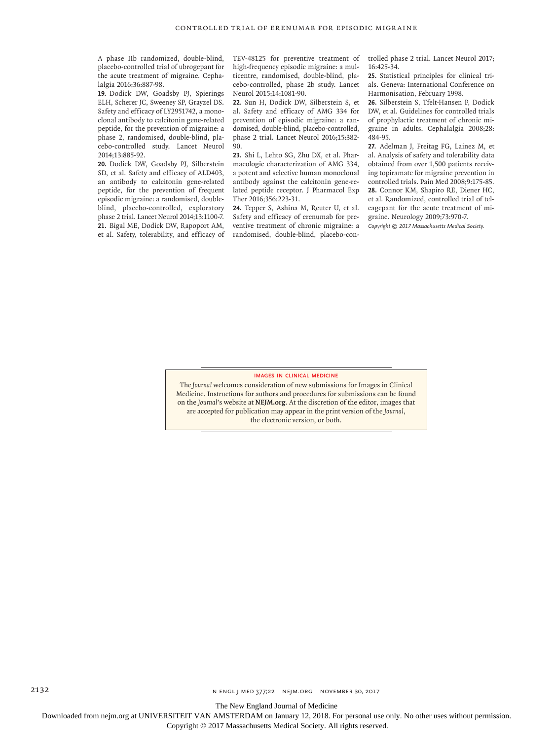A phase IIb randomized, double-blind, placebo-controlled trial of ubrogepant for the acute treatment of migraine. Cephalalgia 2016;36:887-98.

**19.** Dodick DW, Goadsby PJ, Spierings ELH, Scherer JC, Sweeney SP, Grayzel DS. Safety and efficacy of LY2951742, a monoclonal antibody to calcitonin gene-related peptide, for the prevention of migraine: a phase 2, randomised, double-blind, placebo-controlled study. Lancet Neurol 2014;13:885-92.

**20.** Dodick DW, Goadsby PJ, Silberstein SD, et al. Safety and efficacy of ALD403, an antibody to calcitonin gene-related peptide, for the prevention of frequent episodic migraine: a randomised, double-blind, placebo-controlled, exploratory phase 2 trial. Lancet Neurol 2014;13:1100-7.

**21.** Bigal ME, Dodick DW, Rapoport AM, et al. Safety, tolerability, and efficacy of TEV-48125 for preventive treatment of high-frequency episodic migraine: a multicentre, randomised, double-blind, placebo-controlled, phase 2b study. Lancet Neurol 2015;14:1081-90.

**22.** Sun H, Dodick DW, Silberstein S, et al. Safety and efficacy of AMG 334 for prevention of episodic migraine: a randomised, double-blind, placebo-controlled, phase 2 trial. Lancet Neurol 2016;15:382-90.

**23.** Shi L, Lehto SG, Zhu DX, et al. Pharmacologic characterization of AMG 334, a potent and selective human monoclonal antibody against the calcitonin gene-related peptide receptor. J Pharmacol Exp Ther 2016;356:223-31.

**24.** Tepper S, Ashina M, Reuter U, et al. Safety and efficacy of erenumab for preventive treatment of chronic migraine: a randomised, double-blind, placebo-controlled phase 2 trial. Lancet Neurol 2017;16:425-34.

**25.** Statistical principles for clinical trials. Geneva: International Conference on Harmonisation, February 1998.

**26.** Silberstein S, Tfelt-Hansen P, Dodick DW, et al. Guidelines for controlled trials of prophylactic treatment of chronic migraine in adults. Cephalalgia 2008;28:484-95.

**27.** Adelman J, Freitag FG, Lainez M, et al. Analysis of safety and tolerability data obtained from over 1,500 patients receiving topiramate for migraine prevention in controlled trials. Pain Med 2008;9:175-85.

**28.** Connor KM, Shapiro RE, Diener HC, et al. Randomized, controlled trial of telcagepant for the acute treatment of migraine. Neurology 2009;73:970-7.

*Copyright © 2017 Massachusetts Medical Society.*

---

**IMAGES IN CLINICAL MEDICINE**

The *Journal* welcomes consideration of new submissions for Images in Clinical Medicine. Instructions for authors and procedures for submissions can be found on the *Journal*'s website at **NEJM.org**. At the discretion of the editor, images that are accepted for publication may appear in the print version of the *Journal*, the electronic version, or both.